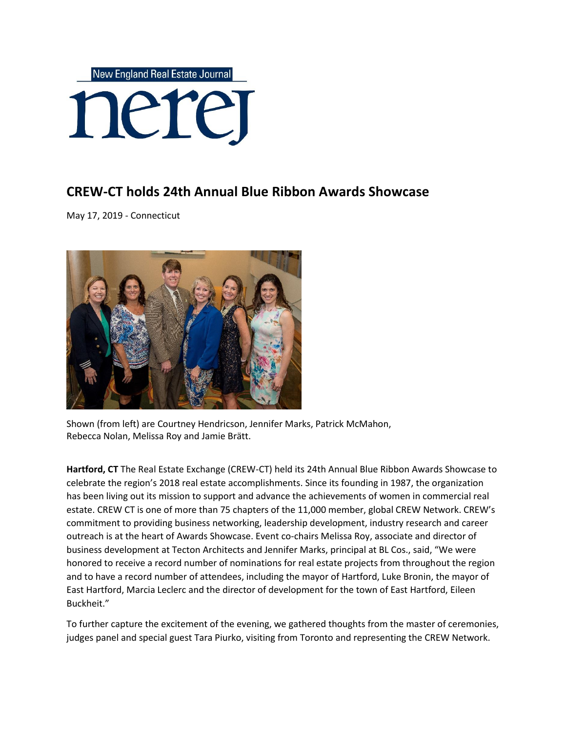New England Real Estate Journal

nerej

## CREW-CT holds 24th Annual Blue Ribbon Awards Showcase

May 17, 2019 - Connecticut

Shown (from left) are Courtney Hendricson, Jennifer Marks, Patrick McMahon, Rebecca Nolan, Melissa Roy and Jamie Brätt.

**Hartford, CT** The Real Estate Exchange (CREW-CT) held its 24th Annual Blue Ribbon Awards Showcase to celebrate the region's 2018 real estate accomplishments. Since its founding in 1987, the organization has been living out its mission to support and advance the achievements of women in commercial real estate. CREW CT is one of more than 75 chapters of the 11,000 member, global CREW Network. CREW's commitment to providing business networking, leadership development, industry research and career outreach is at the heart of Awards Showcase. Event co-chairs Melissa Roy, associate and director of business development at Tecton Architects and Jennifer Marks, principal at BL Cos., said, "We were honored to receive a record number of nominations for real estate projects from throughout the region and to have a record number of attendees, including the mayor of Hartford, Luke Bronin, the mayor of East Hartford, Marcia Leclerc and the director of development for the town of East Hartford, Eileen Buckheit."

To further capture the excitement of the evening, we gathered thoughts from the master of ceremonies, judges panel and special guest Tara Piurko, visiting from Toronto and representing the CREW Network.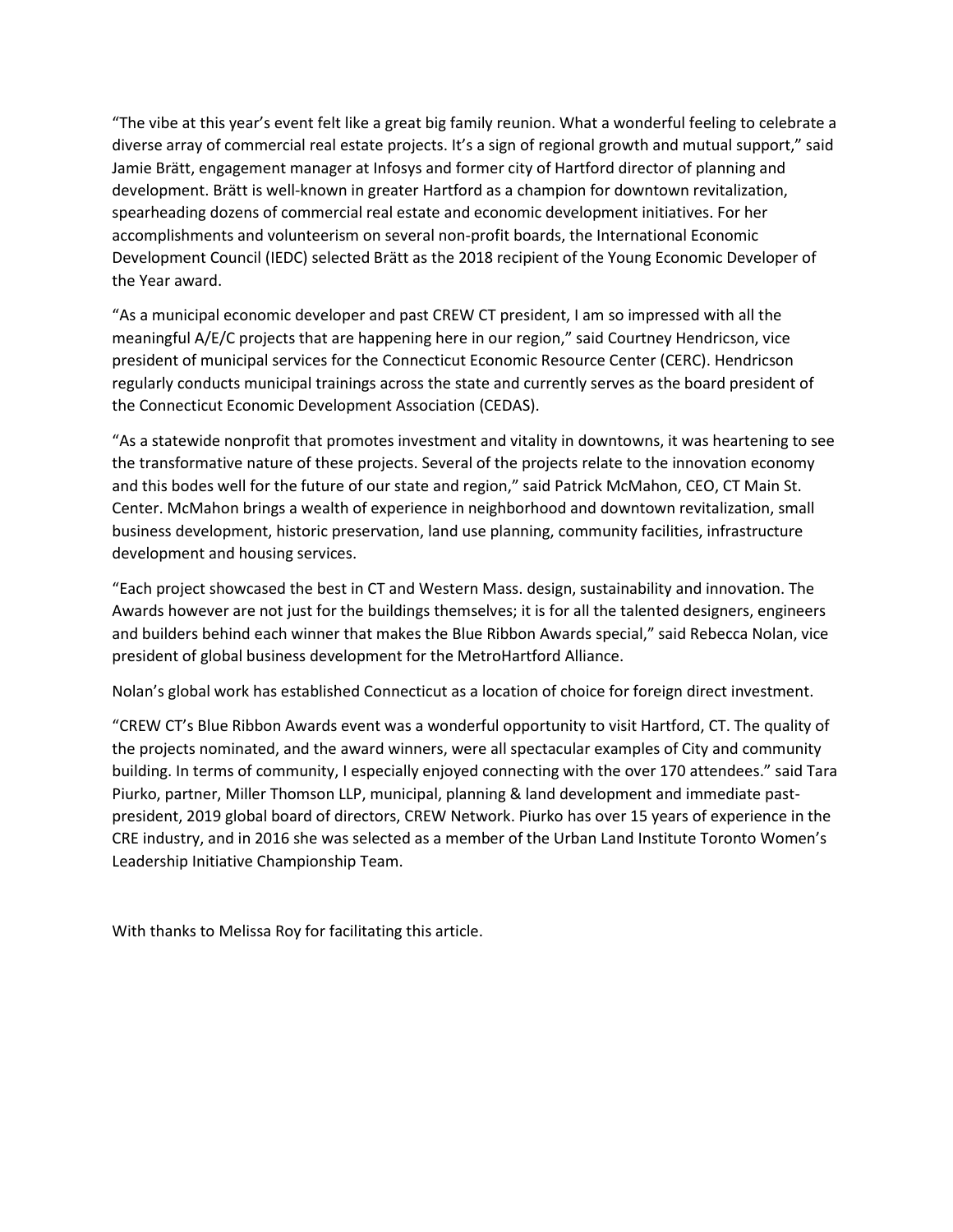"The vibe at this year's event felt like a great big family reunion. What a wonderful feeling to celebrate a diverse array of commercial real estate projects. It's a sign of regional growth and mutual support," said Jamie Brätt, engagement manager at Infosys and former city of Hartford director of planning and development. Brätt is well-known in greater Hartford as a champion for downtown revitalization, spearheading dozens of commercial real estate and economic development initiatives. For her accomplishments and volunteerism on several non-profit boards, the International Economic Development Council (IEDC) selected Brätt as the 2018 recipient of the Young Economic Developer of the Year award.

"As a municipal economic developer and past CREW CT president, I am so impressed with all the meaningful A/E/C projects that are happening here in our region," said Courtney Hendricson, vice president of municipal services for the Connecticut Economic Resource Center (CERC). Hendricson regularly conducts municipal trainings across the state and currently serves as the board president of the Connecticut Economic Development Association (CEDAS).

"As a statewide nonprofit that promotes investment and vitality in downtowns, it was heartening to see the transformative nature of these projects. Several of the projects relate to the innovation economy and this bodes well for the future of our state and region," said Patrick McMahon, CEO, CT Main St. Center. McMahon brings a wealth of experience in neighborhood and downtown revitalization, small business development, historic preservation, land use planning, community facilities, infrastructure development and housing services.

"Each project showcased the best in CT and Western Mass. design, sustainability and innovation. The Awards however are not just for the buildings themselves; it is for all the talented designers, engineers and builders behind each winner that makes the Blue Ribbon Awards special," said Rebecca Nolan, vice president of global business development for the MetroHartford Alliance.

Nolan's global work has established Connecticut as a location of choice for foreign direct investment.

"CREW CT's Blue Ribbon Awards event was a wonderful opportunity to visit Hartford, CT. The quality of the projects nominated, and the award winners, were all spectacular examples of City and community building. In terms of community, I especially enjoyed connecting with the over 170 attendees." said Tara Piurko, partner, Miller Thomson LLP, municipal, planning & land development and immediate past-president, 2019 global board of directors, CREW Network. Piurko has over 15 years of experience in the CRE industry, and in 2016 she was selected as a member of the Urban Land Institute Toronto Women's Leadership Initiative Championship Team.

With thanks to Melissa Roy for facilitating this article.